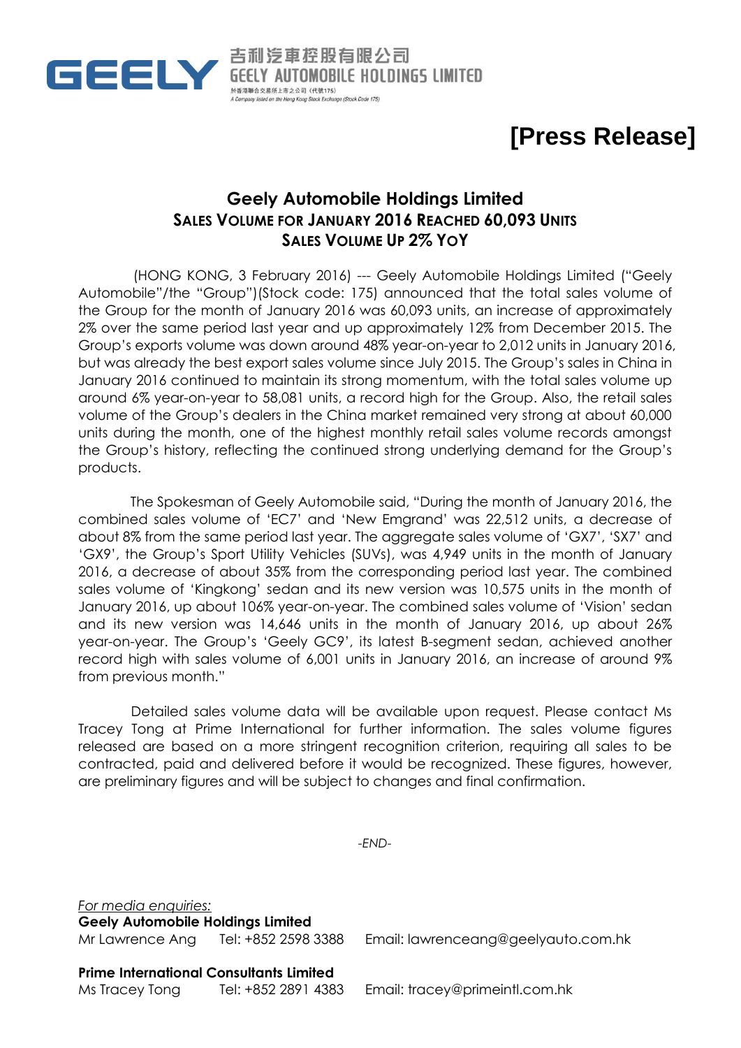吉利汽車控股有限公司
GEELY AUTOMOBILE HOLDINGS LIMITED
於香港聯合交易所上市之公司（代號175）
A Company listed on the Hong Kong Stock Exchange (Stock Code 175)

# [Press Release]

## Geely Automobile Holdings Limited
### SALES VOLUME FOR JANUARY 2016 REACHED 60,093 UNITS
### SALES VOLUME UP 2% YOY

(HONG KONG, 3 February 2016) --- Geely Automobile Holdings Limited ("Geely Automobile"/the "Group")(Stock code: 175) announced that the total sales volume of the Group for the month of January 2016 was 60,093 units, an increase of approximately 2% over the same period last year and up approximately 12% from December 2015. The Group's exports volume was down around 48% year-on-year to 2,012 units in January 2016, but was already the best export sales volume since July 2015. The Group's sales in China in January 2016 continued to maintain its strong momentum, with the total sales volume up around 6% year-on-year to 58,081 units, a record high for the Group. Also, the retail sales volume of the Group's dealers in the China market remained very strong at about 60,000 units during the month, one of the highest monthly retail sales volume records amongst the Group's history, reflecting the continued strong underlying demand for the Group's products.

The Spokesman of Geely Automobile said, "During the month of January 2016, the combined sales volume of 'EC7' and 'New Emgrand' was 22,512 units, a decrease of about 8% from the same period last year. The aggregate sales volume of 'GX7', 'SX7' and 'GX9', the Group's Sport Utility Vehicles (SUVs), was 4,949 units in the month of January 2016, a decrease of about 35% from the corresponding period last year. The combined sales volume of 'Kingkong' sedan and its new version was 10,575 units in the month of January 2016, up about 106% year-on-year. The combined sales volume of 'Vision' sedan and its new version was 14,646 units in the month of January 2016, up about 26% year-on-year. The Group's 'Geely GC9', its latest B-segment sedan, achieved another record high with sales volume of 6,001 units in January 2016, an increase of around 9% from previous month."

Detailed sales volume data will be available upon request. Please contact Ms Tracey Tong at Prime International for further information. The sales volume figures released are based on a more stringent recognition criterion, requiring all sales to be contracted, paid and delivered before it would be recognized. These figures, however, are preliminary figures and will be subject to changes and final confirmation.

*-END-*

*For media enquiries:*

**Geely Automobile Holdings Limited**
Mr Lawrence Ang   Tel: +852 2598 3388   Email: lawrenceang@geelyauto.com.hk

**Prime International Consultants Limited**
Ms Tracey Tong   Tel: +852 2891 4383   Email: tracey@primeintl.com.hk